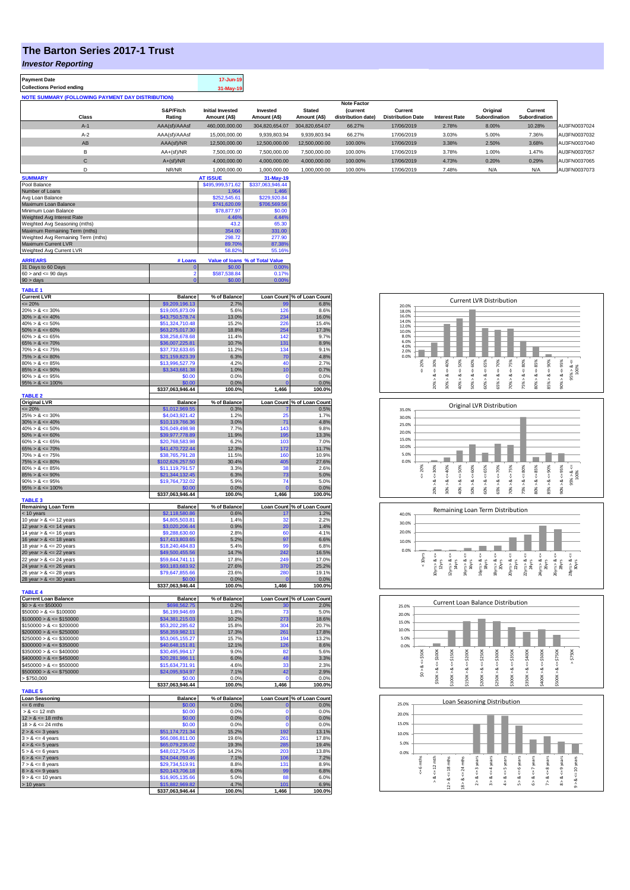# The Barton Series 2017-1 Trust

## *Investor Reporting*

| | |
|---|---|
| **Payment Date** | 17-Jun-19 |
| **Collections Period ending** | 31-May-19 |

**NOTE SUMMARY (FOLLOWING PAYMENT DAY DISTRIBUTION)**

| Class | S&P/Fitch Rating | Initial Invested Amount (A$) | Invested Amount (A$) | Stated Amount (A$) | Note Factor (current distribution date) | Current Distribution Date | Interest Rate | Original Subordination | Current Subordination | |
|---|---|---|---|---|---|---|---|---|---|---|
| A-1 | AAA(sf)/AAAsf | 460,000,000.00 | 304,820,654.07 | 304,820,654.07 | 66.27% | 17/06/2019 | 2.78% | 8.00% | 10.28% | AU3FN0037024 |
| A-2 | AAA(sf)/AAAsf | 15,000,000.00 | 9,939,803.94 | 9,939,803.94 | 66.27% | 17/06/2019 | 3.03% | 5.00% | 7.36% | AU3FN0037032 |
| AB | AAA(sf)/NR | 12,500,000.00 | 12,500,000.00 | 12,500,000.00 | 100.00% | 17/06/2019 | 3.38% | 2.50% | 3.68% | AU3FN0037040 |
| B | AA+(sf)/NR | 7,500,000.00 | 7,500,000.00 | 7,500,000.00 | 100.00% | 17/06/2019 | 3.78% | 1.00% | 1.47% | AU3FN0037057 |
| C | A+(sf)/NR | 4,000,000.00 | 4,000,000.00 | 4,000,000.00 | 100.00% | 17/06/2019 | 4.73% | 0.20% | 0.29% | AU3FN0037065 |
| D | NR/NR | 1,000,000.00 | 1,000,000.00 | 1,000,000.00 | 100.00% | 17/06/2019 | 7.48% | N/A | N/A | AU3FN0037073 |

| SUMMARY | AT ISSUE | 31-May-19 |
|---|---|---|
| Pool Balance | $495,999,571.62 | $337,063,946.44 |
| Number of Loans | 1,964 | 1,466 |
| Avg Loan Balance | $252,545.61 | $229,920.84 |
| Maximum Loan Balance | $741,620.09 | $706,569.56 |
| Minimum Loan Balance | $78,877.97 | $0.00 |
| Weighted Avg Interest Rate | 4.46% | 4.44% |
| Weighted Avg Seasoning (mths) | 43.2 | 65.30 |
| Maximum Remaining Term (mths) | 354.00 | 331.00 |
| Weighted Avg Remaining Term (mths) | 298.72 | 277.90 |
| Maximum Current LVR | 89.70% | 87.38% |
| Weighted Avg Current LVR | 58.82% | 55.16% |

| ARREARS | # Loans | Value of loans | % of Total Value |
|---|---|---|---|
| 31 Days to 60 Days | 0 | $0.00 | 0.00% |
| 60 > and <= 90 days | 2 | $587,538.84 | 0.17% |
| 90 > days | 0 | $0.00 | 0.00% |

**TABLE 1**

| Current LVR | Balance | % of Balance | Loan Count | % of Loan Count |
|---|---|---|---|---|
| <= 20% | $9,209,196.13 | 2.7% | 99 | 6.8% |
| 20% > & <= 30% | $19,005,873.09 | 5.6% | 126 | 8.6% |
| 30% > & <= 40% | $43,750,578.74 | 13.0% | 234 | 16.0% |
| 40% > & <= 50% | $51,324,710.48 | 15.2% | 226 | 15.4% |
| 50% > & <= 60% | $63,275,017.30 | 18.8% | 254 | 17.3% |
| 60% > & <= 65% | $38,258,678.68 | 11.4% | 142 | 9.7% |
| 65% > & <= 70% | $36,007,225.81 | 10.7% | 131 | 8.9% |
| 70% > & <= 75% | $37,732,633.65 | 11.2% | 134 | 9.1% |
| 75% > & <= 80% | $21,159,823.39 | 6.3% | 70 | 4.8% |
| 80% > & <= 85% | $13,996,527.79 | 4.2% | 40 | 2.7% |
| 85% > & <= 90% | $3,343,681.38 | 1.0% | 10 | 0.7% |
| 90% > & <= 95% | $0.00 | 0.0% | 0 | 0.0% |
| 95% > & <= 100% | $0.00 | 0.0% | 0 | 0.0% |
| | $337,063,946.44 | 100.0% | 1,466 | 100.0% |

**TABLE 2**

| Original LVR | Balance | % of Balance | Loan Count | % of Loan Count |
|---|---|---|---|---|
| <= 20% | $1,012,969.55 | 0.3% | 7 | 0.5% |
| 25% > & <= 30% | $4,043,921.42 | 1.2% | 25 | 1.7% |
| 30% > & <= 40% | $10,119,766.36 | 3.0% | 71 | 4.8% |
| 40% > & <= 50% | $26,049,498.98 | 7.7% | 143 | 9.8% |
| 50% > & <= 60% | $39,977,778.89 | 11.9% | 195 | 13.3% |
| 60% > & <= 65% | $20,768,583.98 | 6.2% | 103 | 7.0% |
| 65% > & <= 70% | $41,470,722.44 | 12.3% | 172 | 11.7% |
| 70% > & <= 75% | $38,765,791.28 | 11.5% | 160 | 10.9% |
| 75% > & <= 80% | $102,626,257.50 | 30.4% | 405 | 27.6% |
| 80% > & <= 85% | $11,119,791.57 | 3.3% | 38 | 2.6% |
| 85% > & <= 90% | $21,344,132.45 | 6.3% | 73 | 5.0% |
| 90% > & <= 95% | $19,764,732.02 | 5.9% | 74 | 5.0% |
| 95% > & <= 100% | $0.00 | 0.0% | 0 | 0.0% |
| | $337,063,946.44 | 100.0% | 1,466 | 100.0% |

**TABLE 3**

| Remaining Loan Term | Balance | % of Balance | Loan Count | % of Loan Count |
|---|---|---|---|---|
| < 10 years | $2,118,580.86 | 0.6% | 17 | 1.2% |
| 10 year > & <= 12 years | $4,805,503.81 | 1.4% | 32 | 2.2% |
| 12 year > & <= 14 years | $3,020,206.44 | 0.9% | 20 | 1.4% |
| 14 year > & <= 16 years | $9,288,630.60 | 2.8% | 60 | 4.1% |
| 16 year > & <= 18 years | $17,413,803.65 | 5.2% | 97 | 6.6% |
| 18 year > & <= 20 years | $18,240,484.83 | 5.4% | 99 | 6.8% |
| 20 year > & <= 22 years | $49,500,455.56 | 14.7% | 242 | 16.5% |
| 22 year > & <= 24 years | $59,844,741.11 | 17.8% | 249 | 17.0% |
| 24 year > & <= 26 years | $93,183,683.92 | 27.6% | 370 | 25.2% |
| 26 year > & <= 28 years | $79,647,855.66 | 23.6% | 280 | 19.1% |
| 28 year > & <= 30 years | $0.00 | 0.0% | 0 | 0.0% |
| | $337,063,946.44 | 100.0% | 1,466 | 100.0% |

**TABLE 4**

| Current Loan Balance | Balance | % of Balance | Loan Count | % of Loan Count |
|---|---|---|---|---|
| $0 > & <= $50000 | $698,562.75 | 0.2% | 30 | 2.0% |
| $50000 > & <= $100000 | $6,199,946.69 | 1.8% | 73 | 5.0% |
| $100000 > & <= $150000 | $34,381,215.03 | 10.2% | 273 | 18.6% |
| $150000 > & <= $200000 | $53,202,285.62 | 15.8% | 304 | 20.7% |
| $200000 > & <= $250000 | $58,359,982.11 | 17.3% | 261 | 17.8% |
| $250000 > & <= $300000 | $53,065,155.27 | 15.7% | 194 | 13.2% |
| $300000 > & <= $350000 | $40,648,151.81 | 12.1% | 126 | 8.6% |
| $350000 > & <= $400000 | $30,495,994.17 | 9.0% | 82 | 5.6% |
| $400000 > & <= $450000 | $20,281,986.11 | 6.0% | 48 | 3.3% |
| $450000 > & <= $500000 | $15,634,731.91 | 4.6% | 33 | 2.3% |
| $500000 > & <= $750000 | $24,095,934.97 | 7.1% | 42 | 2.9% |
| > $750,000 | $0.00 | 0.0% | 0 | 0.0% |
| | $337,063,946.44 | 100.0% | 1,466 | 100.0% |

**TABLE 5**

| Loan Seasoning | Balance | % of Balance | Loan Count | % of Loan Count |
|---|---|---|---|---|
| <= 6 mths | $0.00 | 0.0% | 0 | 0.0% |
| > & <= 12 mth | $0.00 | 0.0% | 0 | 0.0% |
| 12 > & <= 18 mths | $0.00 | 0.0% | 0 | 0.0% |
| 18 > & <= 24 mths | $0.00 | 0.0% | 0 | 0.0% |
| 2 > & <= 3 years | $51,174,721.34 | 15.2% | 192 | 13.1% |
| 3 > & <= 4 years | $66,086,811.00 | 19.6% | 261 | 17.8% |
| 4 > & <= 5 years | $65,079,235.02 | 19.3% | 285 | 19.4% |
| 5 > & <= 6 years | $48,012,754.05 | 14.2% | 203 | 13.8% |
| 6 > & <= 7 years | $24,044,093.46 | 7.1% | 106 | 7.2% |
| 7 > & <= 8 years | $29,734,519.91 | 8.8% | 131 | 8.9% |
| 8 > & <= 9 years | $20,143,706.18 | 6.0% | 99 | 6.8% |
| 9 > & <= 10 years | $16,905,135.66 | 5.0% | 88 | 6.0% |
| > 10 years | $15,882,969.82 | 4.7% | 101 | 6.9% |
| | $337,063,946.44 | 100.0% | 1,466 | 100.0% |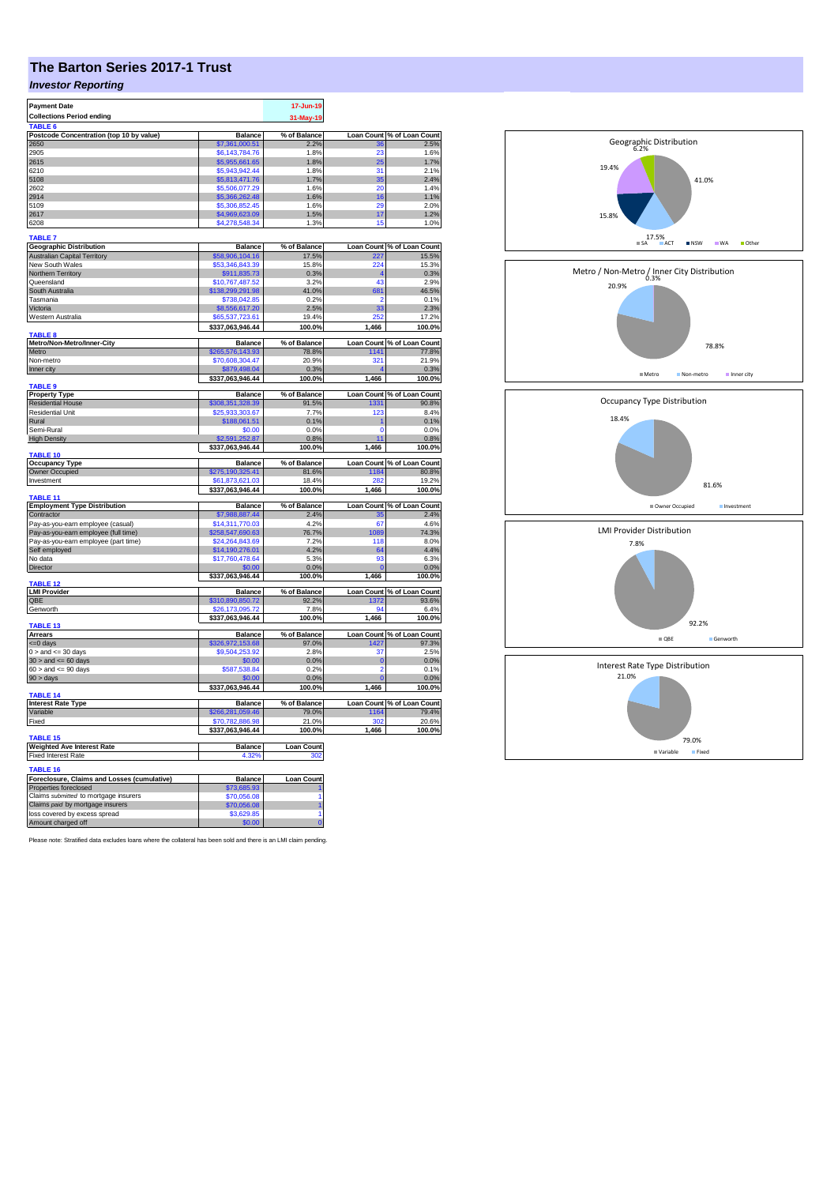# The Barton Series 2017-1 Trust

***Investor Reporting***

| Payment Date | 17-Jun-19 |
|---|---|
| Collections Period ending | 31-May-19 |

**TABLE 6**

| Postcode Concentration (top 10 by value) | Balance | % of Balance | Loan Count | % of Loan Count |
|---|---|---|---|---|
| 2650 | $7,361,000.51 | 2.2% | 36 | 2.5% |
| 2905 | $6,143,784.76 | 1.8% | 23 | 1.6% |
| 2615 | $5,955,661.65 | 1.8% | 25 | 1.7% |
| 6210 | $5,943,942.44 | 1.8% | 31 | 2.1% |
| 5108 | $5,813,471.76 | 1.7% | 35 | 2.4% |
| 2602 | $5,506,077.29 | 1.6% | 20 | 1.4% |
| 2914 | $5,366,262.48 | 1.6% | 16 | 1.1% |
| 5109 | $5,306,852.45 | 1.6% | 29 | 2.0% |
| 2617 | $4,969,623.09 | 1.5% | 17 | 1.2% |
| 6208 | $4,278,548.34 | 1.3% | 15 | 1.0% |

**TABLE 7**

| Geographic Distribution | Balance | % of Balance | Loan Count | % of Loan Count |
|---|---|---|---|---|
| Australian Capital Territory | $58,906,104.16 | 17.5% | 227 | 15.5% |
| New South Wales | $53,346,843.39 | 15.8% | 224 | 15.3% |
| Northern Territory | $911,835.73 | 0.3% | 4 | 0.3% |
| Queensland | $10,767,487.52 | 3.2% | 43 | 2.9% |
| South Australia | $138,299,291.98 | 41.0% | 681 | 46.5% |
| Tasmania | $738,042.85 | 0.2% | 2 | 0.1% |
| Victoria | $8,556,617.20 | 2.5% | 33 | 2.3% |
| Western Australia | $65,537,723.61 | 19.4% | 252 | 17.2% |
| | $337,063,946.44 | 100.0% | 1,466 | 100.0% |

**TABLE 8**

| Metro/Non-Metro/Inner-City | Balance | % of Balance | Loan Count | % of Loan Count |
|---|---|---|---|---|
| Metro | $265,576,143.93 | 78.8% | 1141 | 77.8% |
| Non-metro | $70,608,304.47 | 20.9% | 321 | 21.9% |
| Inner city | $879,498.04 | 0.3% | 4 | 0.3% |
| | $337,063,946.44 | 100.0% | 1,466 | 100.0% |

**TABLE 9**

| Property Type | Balance | % of Balance | Loan Count | % of Loan Count |
|---|---|---|---|---|
| Residential House | $308,351,328.39 | 91.5% | 1331 | 90.8% |
| Residential Unit | $25,933,303.67 | 7.7% | 123 | 8.4% |
| Rural | $188,061.51 | 0.1% | 1 | 0.1% |
| Semi-Rural | $0.00 | 0.0% | 0 | 0.0% |
| High Density | $2,591,252.87 | 0.8% | 11 | 0.8% |
| | $337,063,946.44 | 100.0% | 1,466 | 100.0% |

**TABLE 10**

| Occupancy Type | Balance | % of Balance | Loan Count | % of Loan Count |
|---|---|---|---|---|
| Owner Occupied | $275,190,325.41 | 81.6% | 1184 | 80.8% |
| Investment | $61,873,621.03 | 18.4% | 282 | 19.2% |
| | $337,063,946.44 | 100.0% | 1,466 | 100.0% |

**TABLE 11**

| Employment Type Distribution | Balance | % of Balance | Loan Count | % of Loan Count |
|---|---|---|---|---|
| Contractor | $7,988,887.44 | 2.4% | 35 | 2.4% |
| Pay-as-you-earn employee (casual) | $14,311,770.03 | 4.2% | 67 | 4.6% |
| Pay-as-you-earn employee (full time) | $258,547,690.63 | 76.7% | 1089 | 74.3% |
| Pay-as-you-earn employee (part time) | $24,264,843.69 | 7.2% | 118 | 8.0% |
| Self employed | $14,190,276.01 | 4.2% | 64 | 4.4% |
| No data | $17,760,478.64 | 5.3% | 93 | 6.3% |
| Director | $0.00 | 0.0% | 0 | 0.0% |
| | $337,063,946.44 | 100.0% | 1,466 | 100.0% |

**TABLE 12**

| LMI Provider | Balance | % of Balance | Loan Count | % of Loan Count |
|---|---|---|---|---|
| QBE | $310,890,850.72 | 92.2% | 1372 | 93.6% |
| Genworth | $26,173,095.72 | 7.8% | 94 | 6.4% |
| | $337,063,946.44 | 100.0% | 1,466 | 100.0% |

**TABLE 13**

| Arrears | Balance | % of Balance | Loan Count | % of Loan Count |
|---|---|---|---|---|
| <=0 days | $326,972,153.68 | 97.0% | 1427 | 97.3% |
| 0 > and <= 30 days | $9,504,253.92 | 2.8% | 37 | 2.5% |
| 30 > and <= 60 days | $0.00 | 0.0% | 0 | 0.0% |
| 60 > and <= 90 days | $587,538.84 | 0.2% | 2 | 0.1% |
| 90 > days | $0.00 | 0.0% | 0 | 0.0% |
| | $337,063,946.44 | 100.0% | 1,466 | 100.0% |

**TABLE 14**

| Interest Rate Type | Balance | % of Balance | Loan Count | % of Loan Count |
|---|---|---|---|---|
| Variable | $266,281,059.46 | 79.0% | 1164 | 79.4% |
| Fixed | $70,782,886.98 | 21.0% | 302 | 20.6% |
| | $337,063,946.44 | 100.0% | 1,466 | 100.0% |

**TABLE 15**

| Weighted Ave Interest Rate | Balance | Loan Count |
|---|---|---|
| Fixed Interest Rate | 4.32% | 302 |

**TABLE 16**

| Foreclosure, Claims and Losses (cumulative) | Balance | Loan Count |
|---|---|---|
| Properties foreclosed | $73,685.93 | 1 |
| Claims *submitted* to mortgage insurers | $70,056.08 | 1 |
| Claims *paid* by mortgage insurers | $70,056.08 | 1 |
| loss covered by excess spread | $3,629.85 | 1 |
| Amount charged off | $0.00 | 0 |

Please note: Stratified data excludes loans where the collateral has been sold and there is an LMI claim pending.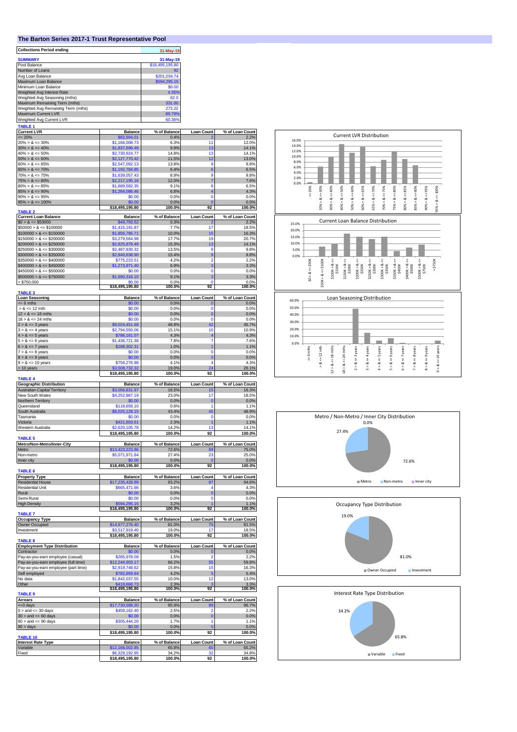# The Barton Series 2017-1 Trust Representative Pool

| Collections Period ending | 31-May-19 |
|---|---|

| SUMMARY | 31-May-19 |
|---|---|
| Pool Balance | $18,495,195.80 |
| Number of Loans | 92 |
| Avg Loan Balance | $201,034.74 |
| Maximum Loan Balance | $594,295.15 |
| Minimum Loan Balance | $0.00 |
| Weighted Avg Interest Rate | 4.35% |
| Weighted Avg Seasoning (mths) | 62.0 |
| Maximum Remaining Term (mths) | 331.00 |
| Weighted Avg Remaining Term (mths) | 273.22 |
| Maximum Current LVR | 89.79% |
| Weighted Avg Current LVR | 60.36% |

TABLE 1

| Current LVR | Balance | % of Balance | Loan Count | % of Loan Count |
|---|---|---|---|---|
| <= 20% | $82,994.01 | 0.4% | 2 | 2.2% |
| 20% > & <= 30% | $1,166,008.73 | 6.3% | 11 | 12.0% |
| 30% > & <= 40% | $1,837,699.49 | 9.9% | 13 | 14.1% |
| 40% > & <= 50% | $2,730,924.77 | 14.8% | 13 | 14.1% |
| 50% > & <= 60% | $2,127,770.42 | 11.5% | 12 | 13.0% |
| 60% > & <= 65% | $2,547,092.13 | 13.8% | 9 | 9.8% |
| 65% > & <= 70% | $1,192,784.85 | 6.4% | 6 | 6.5% |
| 70% > & <= 75% | $1,639,057.43 | 8.9% | 9 | 9.8% |
| 75% > & <= 80% | $2,217,195.16 | 12.0% | 7 | 7.6% |
| 80% > & <= 85% | $1,689,582.35 | 9.1% | 6 | 6.5% |
| 85% > & <= 90% | $1,264,086.46 | 6.8% | 4 | 4.3% |
| 90% > & <= 95% | $0.00 | 0.0% | 0 | 0.0% |
| 95% > & <= 100% | $0.00 | 0.0% | 0 | 0.0% |
| | $18,495,195.80 | 100.0% | 92 | 100.0% |

TABLE 2

| Current Loan Balance | Balance | % of Balance | Loan Count | % of Loan Count |
|---|---|---|---|---|
| $0 > & <= $50000 | $49,793.52 | 0.3% | 2 | 2.2% |
| $50000 > & <= $100000 | $1,415,191.87 | 7.7% | 17 | 18.5% |
| $100000 > & <= $150000 | $1,856,785.71 | 10.0% | 15 | 16.3% |
| $150000 > & <= $200000 | $3,279,564.98 | 17.7% | 19 | 20.7% |
| $200000 > & <= $250000 | $2,825,879.49 | 15.3% | 13 | 14.1% |
| $250000 > & <= $300000 | $2,487,830.32 | 13.5% | 9 | 9.8% |
| $300000 > & <= $350000 | $2,840,638.90 | 15.4% | 9 | 9.8% |
| $350000 > & <= $400000 | $775,223.51 | 4.2% | 2 | 2.2% |
| $400000 > & <= $450000 | $1,273,971.40 | 6.9% | 3 | 3.3% |
| $450000 > & <= $500000 | $0.00 | 0.0% | 0 | 0.0% |
| $500000 > & <= $750000 | $1,690,316.10 | 9.1% | 3 | 3.3% |
| > $750,000 | $0.00 | 0.0% | 0 | 0.0% |
| | $18,495,195.80 | 100.0% | 92 | 100.0% |

TABLE 3

| Loan Seasoning | Balance | % of Balance | Loan Count | % of Loan Count |
|---|---|---|---|---|
| <= 6 mths | $0.00 | 0.0% | 0 | 0.0% |
| > & <= 12 mth | $0.00 | 0.0% | 0 | 0.0% |
| 12 > & <= 18 mths | $0.00 | 0.0% | 0 | 0.0% |
| 18 > & <= 24 mths | $0.00 | 0.0% | 0 | 0.0% |
| 2 > & <= 3 years | $9,024,451.68 | 48.8% | 42 | 45.7% |
| 3 > & <= 4 years | $2,794,550.06 | 15.1% | 10 | 10.9% |
| 4 > & <= 5 years | $786,161.07 | 4.3% | 4 | 4.3% |
| 5 > & <= 6 years | $1,436,721.38 | 7.8% | 7 | 7.6% |
| 6 > & <= 7 years | $188,302.31 | 1.0% | 1 | 1.1% |
| 7 > & <= 8 years | $0.00 | 0.0% | 0 | 0.0% |
| 8 > & <= 9 years | $0.00 | 0.0% | 0 | 0.0% |
| 9 > & <= 10 years | $756,276.98 | 4.1% | 4 | 4.3% |
| > 10 years | $3,508,732.32 | 19.0% | 24 | 26.1% |
| | $18,495,195.80 | 100.0% | 92 | 100.0% |

TABLE 4

| Geographic Distribution | Balance | % of Balance | Loan Count | % of Loan Count |
|---|---|---|---|---|
| Australian Capital Territory | $3,056,831.97 | 16.5% | 15 | 16.3% |
| New South Wales | $4,252,867.19 | 23.0% | 17 | 18.5% |
| Northern Territory | $0.00 | 0.0% | 0 | 0.0% |
| Queensland | $118,659.10 | 0.6% | 1 | 1.1% |
| South Australia | $8,025,128.15 | 43.4% | 45 | 48.9% |
| Tasmania | $0.00 | 0.0% | 0 | 0.0% |
| Victoria | $421,603.61 | 2.3% | 1 | 1.1% |
| Western Australia | $2,620,105.78 | 14.2% | 13 | 14.1% |
| | $18,495,195.80 | 100.0% | 92 | 100.0% |

TABLE 5

| Metro/Non-Metro/Inner-City | Balance | % of Balance | Loan Count | % of Loan Count |
|---|---|---|---|---|
| Metro | $13,423,223.96 | 72.6% | 69 | 75.0% |
| Non-metro | $5,071,971.84 | 27.4% | 23 | 25.0% |
| Inner city | $0.00 | 0.0% | 0 | 0.0% |
| | $18,495,195.80 | 100.0% | 92 | 100.0% |

TABLE 6

| Property Type | Balance | % of Balance | Loan Count | % of Loan Count |
|---|---|---|---|---|
| Residential House | $17,235,428.99 | 93.2% | 87 | 94.6% |
| Residential Unit | $665,471.66 | 3.6% | 4 | 4.3% |
| Rural | $0.00 | 0.0% | 0 | 0.0% |
| Semi-Rural | $0.00 | 0.0% | 0 | 0.0% |
| High Density | $594,295.15 | 3.2% | 1 | 1.1% |
| | $18,495,195.80 | 100.0% | 92 | 100.0% |

TABLE 7

| Occupancy Type | Balance | % of Balance | Loan Count | % of Loan Count |
|---|---|---|---|---|
| Owner Occupied | $14,977,276.40 | 81.0% | 75 | 81.5% |
| Investment | $3,517,919.40 | 19.0% | 17 | 18.5% |
| | $18,495,195.80 | 100.0% | 92 | 100.0% |

TABLE 8

| Employment Type Distribution | Balance | % of Balance | Loan Count | % of Loan Count |
|---|---|---|---|---|
| Contractor | $0.00 | 0.0% | 0 | 0.0% |
| Pay-as-you-earn employee (casual) | $285,978.09 | 1.5% | 2 | 2.2% |
| Pay-as-you-earn employee (full time) | $12,244,903.17 | 66.2% | 55 | 59.8% |
| Pay-as-you-earn employee (part time) | $2,919,748.62 | 15.8% | 15 | 16.3% |
| Self employed | $782,859.64 | 4.2% | 5 | 5.4% |
| No data | $1,842,037.55 | 10.0% | 12 | 13.0% |
| Other | $419,668.73 | 2.3% | 3 | 3.3% |
| | $18,495,195.80 | 100.0% | 92 | 100.0% |

TABLE 9

| Arrears | Balance | % of Balance | Loan Count | % of Loan Count |
|---|---|---|---|---|
| <=0 days | $17,730,589.20 | 95.9% | 89 | 96.7% |
| 0 > and <= 30 days | $459,162.40 | 2.5% | 2 | 2.2% |
| 30 > and <= 60 days | $0.00 | 0.0% | 0 | 0.0% |
| 60 > and <= 90 days | $305,444.20 | 1.7% | 1 | 1.1% |
| 90 > days | $0.00 | 0.0% | 0 | 0.0% |
| | $18,495,195.80 | 100.0% | 92 | 100.0% |

TABLE 10

| Interest Rate Type | Balance | % of Balance | Loan Count | % of Loan Count |
|---|---|---|---|---|
| Variable | $12,166,002.85 | 65.8% | 60 | 65.2% |
| Fixed | $6,329,192.95 | 34.2% | 32 | 34.8% |
| | $18,495,195.80 | 100.0% | 92 | 100.0% |

Current LVR Distribution

16.0%
14.0%
12.0%
10.0%
8.0%
6.0%
4.0%
2.0%
0.0%

<= 20%
20% > & <= 30%
30% > & <= 40%
40% > & <= 50%
50% > & <= 60%
60% > & <= 65%
65% > & <= 70%
70% > & <= 75%
75% > & <= 80%
80% > & <= 85%
85% > & <= 90%
90% > & <= 95%
95% > & <= 100%

Current Loan Balance Distribution

25.0%
20.0%
15.0%
10.0%
5.0%
0.0%

$0 > & <= $50K
$50K > & <= $100K
$100K > & <= $150K
$150K > & <= $200K
$200K > & <= $250K
$250K > & <= $300K
$300K > & <= $350K
$350K > & <= $400K
$400K > & <= $500K
$500K > & <= $750K
> $750K

Loan Seasoning Distribution

60.0%
50.0%
40.0%
30.0%
20.0%
10.0%
0.0%

<= 6 mths
> & <= 12 mth
12 > & <= 18 mths
18 > & <= 24 mths
2 > & <= 3 years
3 > & <= 4 years
4 > & <= 5 years
5 > & <= 6 years
6 > & <= 7 years
7 > & <= 8 years
8 > & <= 9 years
9 > & <= 10 years

Metro / Non-Metro / Inner City Distribution

0.0%
27.4%
72.6%

Metro
Non-metro
Inner city

Occupancy Type Distribution

19.0%
81.0%

Owner Occupied
Investment

Interest Rate Type Distribution

34.2%
65.8%

Variable
Fixed